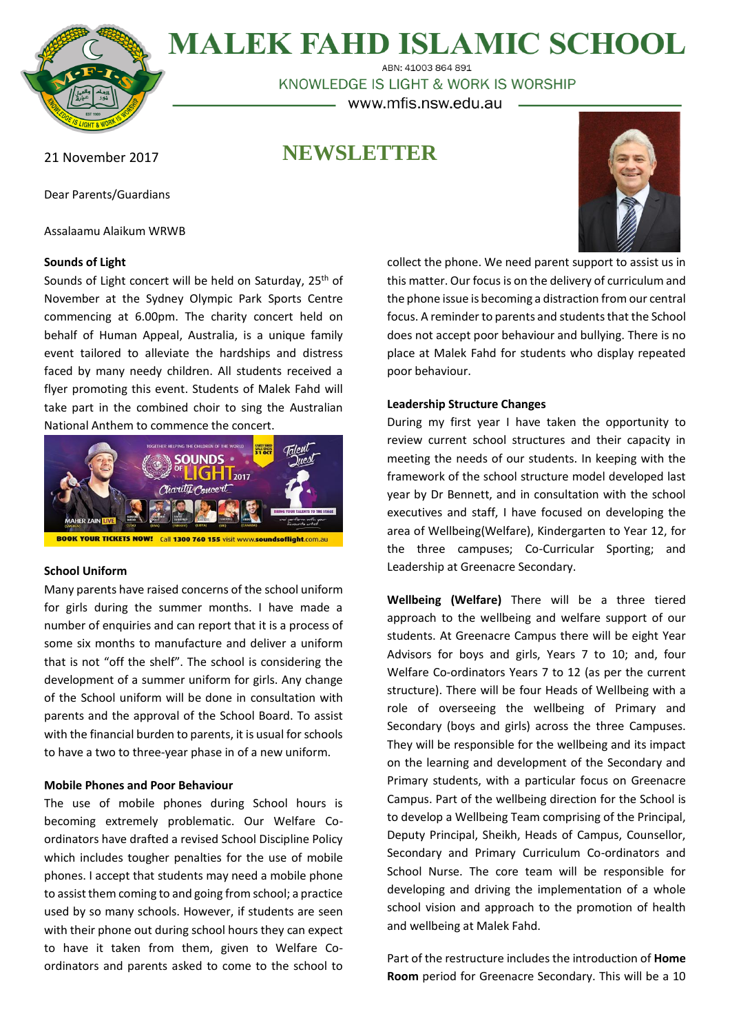# MALEK FAHD ISLAMIC SCHOOL

ABN: 41003 864 891

KNOWLEDGE IS LIGHT & WORK IS WORSHIP

www.mfis.nsw.edu.au

21 November 2017

## NEWSLETTER

Dear Parents/Guardians

Assalaamu Alaikum WRWB

**Sounds of Light**

Sounds of Light concert will be held on Saturday, 25th of November at the Sydney Olympic Park Sports Centre commencing at 6.00pm. The charity concert held on behalf of Human Appeal, Australia, is a unique family event tailored to alleviate the hardships and distress faced by many needy children. All students received a flyer promoting this event. Students of Malek Fahd will take part in the combined choir to sing the Australian National Anthem to commence the concert.

**School Uniform**

Many parents have raised concerns of the school uniform for girls during the summer months. I have made a number of enquiries and can report that it is a process of some six months to manufacture and deliver a uniform that is not "off the shelf". The school is considering the development of a summer uniform for girls. Any change of the School uniform will be done in consultation with parents and the approval of the School Board. To assist with the financial burden to parents, it is usual for schools to have a two to three-year phase in of a new uniform.

**Mobile Phones and Poor Behaviour**

The use of mobile phones during School hours is becoming extremely problematic. Our Welfare Co-ordinators have drafted a revised School Discipline Policy which includes tougher penalties for the use of mobile phones. I accept that students may need a mobile phone to assist them coming to and going from school; a practice used by so many schools. However, if students are seen with their phone out during school hours they can expect to have it taken from them, given to Welfare Co-ordinators and parents asked to come to the school to collect the phone. We need parent support to assist us in this matter. Our focus is on the delivery of curriculum and the phone issue is becoming a distraction from our central focus. A reminder to parents and students that the School does not accept poor behaviour and bullying. There is no place at Malek Fahd for students who display repeated poor behaviour.

**Leadership Structure Changes**

During my first year I have taken the opportunity to review current school structures and their capacity in meeting the needs of our students. In keeping with the framework of the school structure model developed last year by Dr Bennett, and in consultation with the school executives and staff, I have focused on developing the area of Wellbeing(Welfare), Kindergarten to Year 12, for the three campuses; Co-Curricular Sporting; and Leadership at Greenacre Secondary.

**Wellbeing (Welfare)** There will be a three tiered approach to the wellbeing and welfare support of our students. At Greenacre Campus there will be eight Year Advisors for boys and girls, Years 7 to 10; and, four Welfare Co-ordinators Years 7 to 12 (as per the current structure). There will be four Heads of Wellbeing with a role of overseeing the wellbeing of Primary and Secondary (boys and girls) across the three Campuses. They will be responsible for the wellbeing and its impact on the learning and development of the Secondary and Primary students, with a particular focus on Greenacre Campus. Part of the wellbeing direction for the School is to develop a Wellbeing Team comprising of the Principal, Deputy Principal, Sheikh, Heads of Campus, Counsellor, Secondary and Primary Curriculum Co-ordinators and School Nurse. The core team will be responsible for developing and driving the implementation of a whole school vision and approach to the promotion of health and wellbeing at Malek Fahd.

Part of the restructure includes the introduction of **Home Room** period for Greenacre Secondary. This will be a 10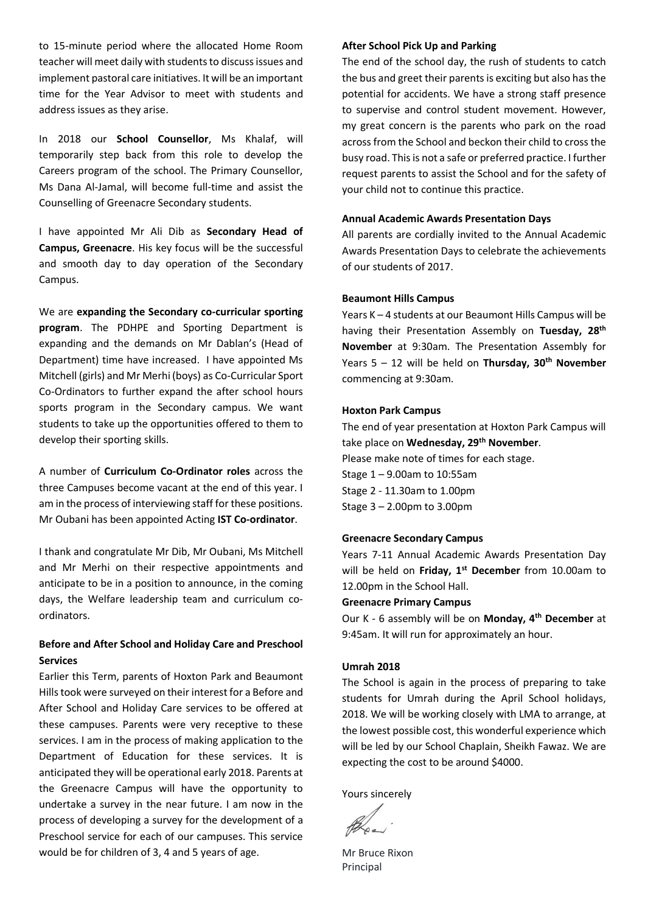to 15-minute period where the allocated Home Room teacher will meet daily with students to discuss issues and implement pastoral care initiatives. It will be an important time for the Year Advisor to meet with students and address issues as they arise.

In 2018 our **School Counsellor**, Ms Khalaf, will temporarily step back from this role to develop the Careers program of the school. The Primary Counsellor, Ms Dana Al-Jamal, will become full-time and assist the Counselling of Greenacre Secondary students.

I have appointed Mr Ali Dib as **Secondary Head of Campus, Greenacre**. His key focus will be the successful and smooth day to day operation of the Secondary Campus.

We are **expanding the Secondary co-curricular sporting program**. The PDHPE and Sporting Department is expanding and the demands on Mr Dablan's (Head of Department) time have increased. I have appointed Ms Mitchell (girls) and Mr Merhi (boys) as Co-Curricular Sport Co-Ordinators to further expand the after school hours sports program in the Secondary campus. We want students to take up the opportunities offered to them to develop their sporting skills.

A number of **Curriculum Co-Ordinator roles** across the three Campuses become vacant at the end of this year. I am in the process of interviewing staff for these positions. Mr Oubani has been appointed Acting **IST Co-ordinator**.

I thank and congratulate Mr Dib, Mr Oubani, Ms Mitchell and Mr Merhi on their respective appointments and anticipate to be in a position to announce, in the coming days, the Welfare leadership team and curriculum co-ordinators.

**Before and After School and Holiday Care and Preschool Services**

Earlier this Term, parents of Hoxton Park and Beaumont Hills took were surveyed on their interest for a Before and After School and Holiday Care services to be offered at these campuses. Parents were very receptive to these services. I am in the process of making application to the Department of Education for these services. It is anticipated they will be operational early 2018. Parents at the Greenacre Campus will have the opportunity to undertake a survey in the near future. I am now in the process of developing a survey for the development of a Preschool service for each of our campuses. This service would be for children of 3, 4 and 5 years of age.

**After School Pick Up and Parking**

The end of the school day, the rush of students to catch the bus and greet their parents is exciting but also has the potential for accidents. We have a strong staff presence to supervise and control student movement. However, my great concern is the parents who park on the road across from the School and beckon their child to cross the busy road. This is not a safe or preferred practice. I further request parents to assist the School and for the safety of your child not to continue this practice.

**Annual Academic Awards Presentation Days**

All parents are cordially invited to the Annual Academic Awards Presentation Days to celebrate the achievements of our students of 2017.

**Beaumont Hills Campus**

Years K – 4 students at our Beaumont Hills Campus will be having their Presentation Assembly on **Tuesday, 28th November** at 9:30am. The Presentation Assembly for Years 5 – 12 will be held on **Thursday, 30th November** commencing at 9:30am.

**Hoxton Park Campus**

The end of year presentation at Hoxton Park Campus will take place on **Wednesday, 29th November**.
Please make note of times for each stage.
Stage 1 – 9.00am to 10:55am
Stage 2 - 11.30am to 1.00pm
Stage 3 – 2.00pm to 3.00pm

**Greenacre Secondary Campus**

Years 7-11 Annual Academic Awards Presentation Day will be held on **Friday, 1st December** from 10.00am to 12.00pm in the School Hall.

**Greenacre Primary Campus**

Our K - 6 assembly will be on **Monday, 4th December** at 9:45am. It will run for approximately an hour.

**Umrah 2018**

The School is again in the process of preparing to take students for Umrah during the April School holidays, 2018. We will be working closely with LMA to arrange, at the lowest possible cost, this wonderful experience which will be led by our School Chaplain, Sheikh Fawaz. We are expecting the cost to be around $4000.

Yours sincerely

Mr Bruce Rixon
Principal